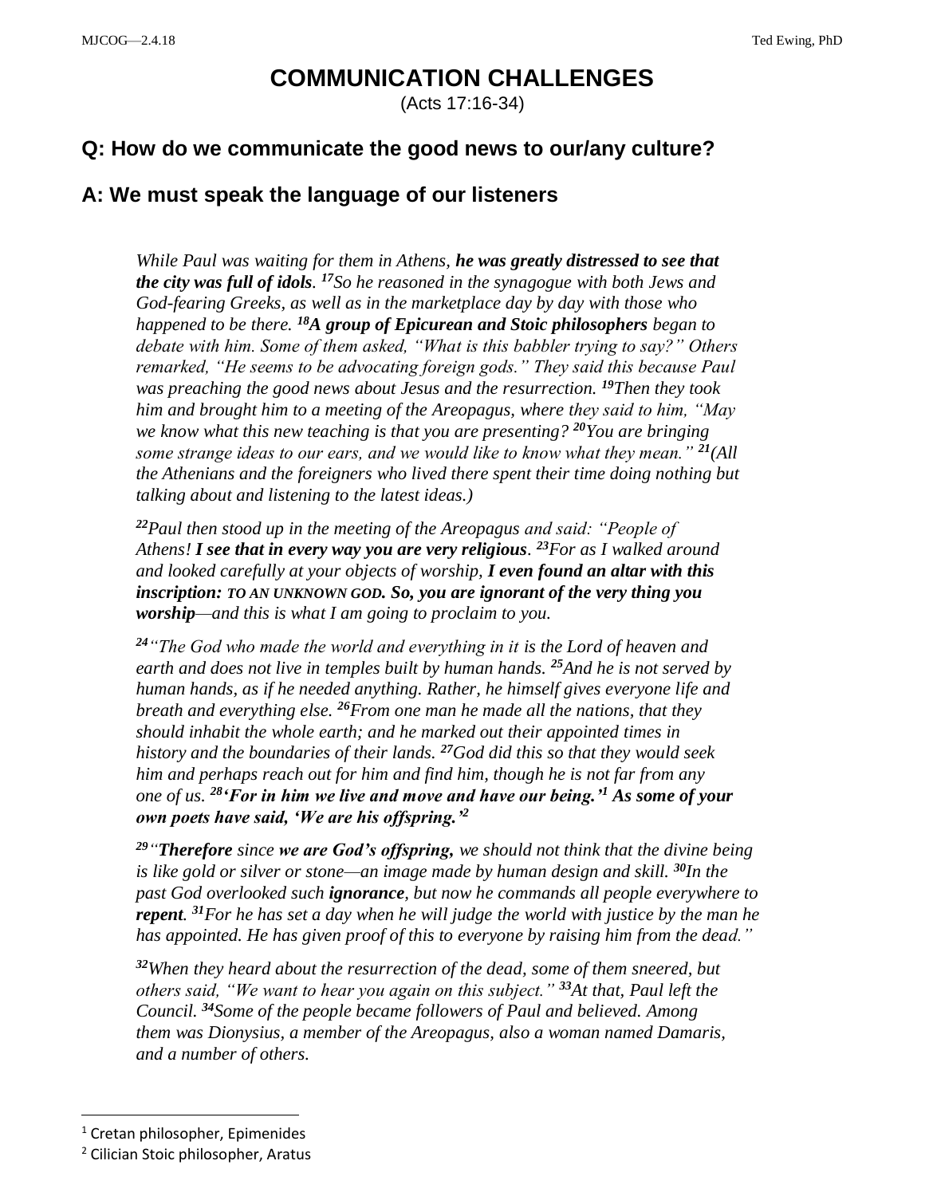# COMMUNICATION CHALLENGES

(Acts 17:16-34)

## Q: How do we communicate the good news to our/any culture?

## A: We must speak the language of our listeners

> *While Paul was waiting for them in Athens, **he was greatly distressed to see that the city was full of idols**. [17]So he reasoned in the synagogue with both Jews and God-fearing Greeks, as well as in the marketplace day by day with those who happened to be there. [18]**A group of Epicurean and Stoic philosophers** began to debate with him. Some of them asked, "What is this babbler trying to say?" Others remarked, "He seems to be advocating foreign gods." They said this because Paul was preaching the good news about Jesus and the resurrection. [19]Then they took him and brought him to a meeting of the Areopagus, where they said to him, "May we know what this new teaching is that you are presenting? [20]You are bringing some strange ideas to our ears, and we would like to know what they mean." [21](All the Athenians and the foreigners who lived there spent their time doing nothing but talking about and listening to the latest ideas.)*
>
> *[22]Paul then stood up in the meeting of the Areopagus and said: "People of Athens! **I see that in every way you are very religious**. [23]For as I walked around and looked carefully at your objects of worship, **I even found an altar with this inscription: TO AN UNKNOWN GOD. So, you are ignorant of the very thing you worship**—and this is what I am going to proclaim to you.*
>
> *[24]"The God who made the world and everything in it is the Lord of heaven and earth and does not live in temples built by human hands. [25]And he is not served by human hands, as if he needed anything. Rather, he himself gives everyone life and breath and everything else. [26]From one man he made all the nations, that they should inhabit the whole earth; and he marked out their appointed times in history and the boundaries of their lands. [27]God did this so that they would seek him and perhaps reach out for him and find him, though he is not far from any one of us. [28]**'For in him we live and move and have our being.'[1] As some of your own poets have said, 'We are his offspring.'[2]***
>
> *[29]"**Therefore** since **we are God's offspring,** we should not think that the divine being is like gold or silver or stone—an image made by human design and skill. [30]In the past God overlooked such **ignorance**, but now he commands all people everywhere to **repent**. [31]For he has set a day when he will judge the world with justice by the man he has appointed. He has given proof of this to everyone by raising him from the dead."*
>
> *[32]When they heard about the resurrection of the dead, some of them sneered, but others said, "We want to hear you again on this subject." [33]At that, Paul left the Council. [34]Some of the people became followers of Paul and believed. Among them was Dionysius, a member of the Areopagus, also a woman named Damaris, and a number of others.*

---

[1] Cretan philosopher, Epimenides

[2] Cilician Stoic philosopher, Aratus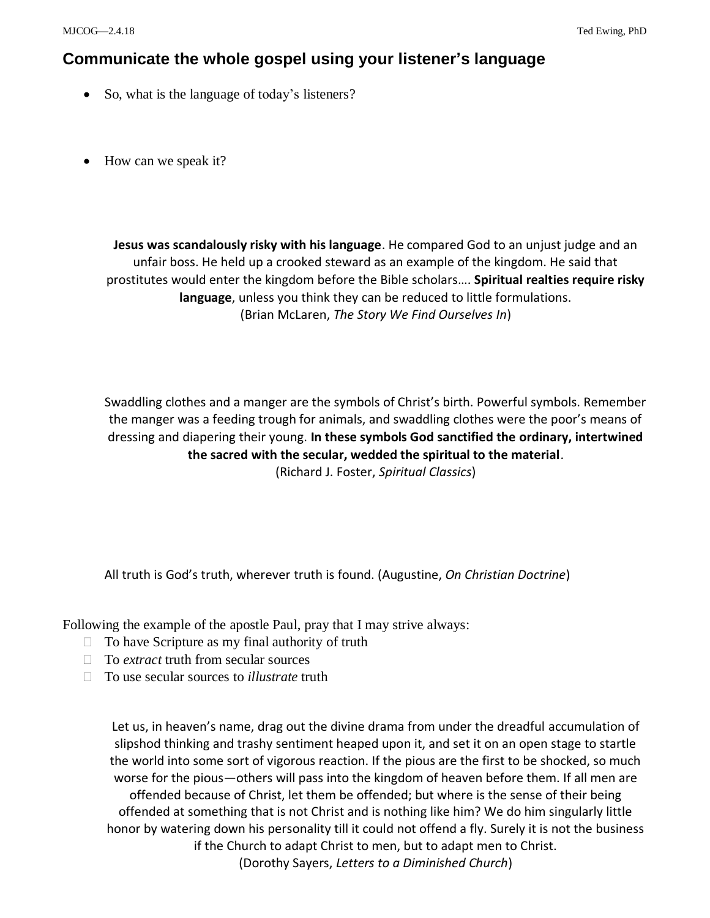## Communicate the whole gospel using your listener's language

- So, what is the language of today's listeners?

- How can we speak it?

> **Jesus was scandalously risky with his language**. He compared God to an unjust judge and an unfair boss. He held up a crooked steward as an example of the kingdom. He said that prostitutes would enter the kingdom before the Bible scholars…. **Spiritual realties require risky language**, unless you think they can be reduced to little formulations.
> (Brian McLaren, *The Story We Find Ourselves In*)

> Swaddling clothes and a manger are the symbols of Christ's birth. Powerful symbols. Remember the manger was a feeding trough for animals, and swaddling clothes were the poor's means of dressing and diapering their young. **In these symbols God sanctified the ordinary, intertwined the sacred with the secular, wedded the spiritual to the material**.
> (Richard J. Foster, *Spiritual Classics*)

> All truth is God's truth, wherever truth is found. (Augustine, *On Christian Doctrine*)

Following the example of the apostle Paul, pray that I may strive always:

- To have Scripture as my final authority of truth
- To *extract* truth from secular sources
- To use secular sources to *illustrate* truth

> Let us, in heaven's name, drag out the divine drama from under the dreadful accumulation of slipshod thinking and trashy sentiment heaped upon it, and set it on an open stage to startle the world into some sort of vigorous reaction. If the pious are the first to be shocked, so much worse for the pious—others will pass into the kingdom of heaven before them. If all men are offended because of Christ, let them be offended; but where is the sense of their being offended at something that is not Christ and is nothing like him? We do him singularly little honor by watering down his personality till it could not offend a fly. Surely it is not the business if the Church to adapt Christ to men, but to adapt men to Christ.
> (Dorothy Sayers, *Letters to a Diminished Church*)